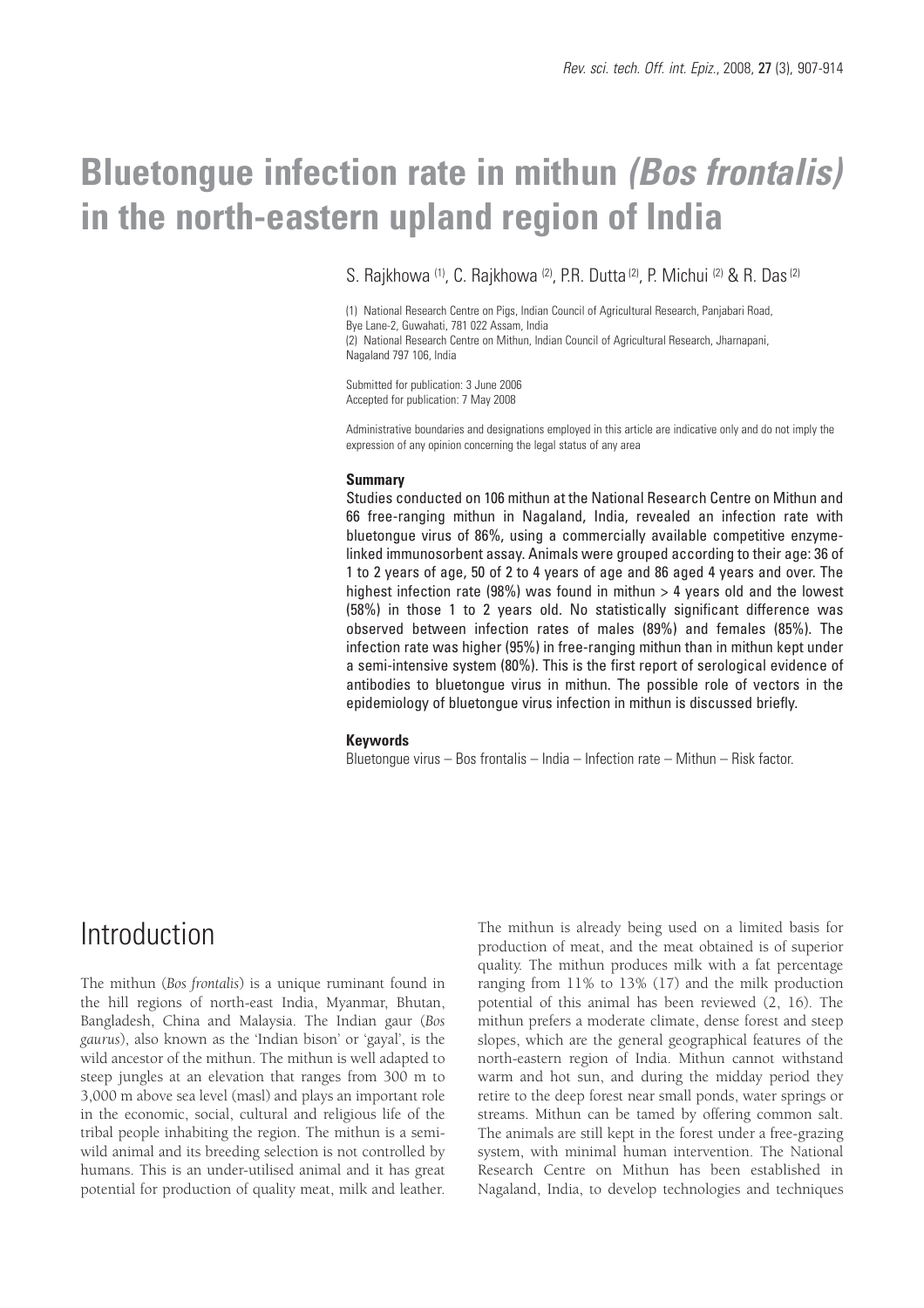# Bluetongue infection rate in mithun *(Bos frontalis)* in the north-eastern upland region of India

S. Rajkhowa [1], C. Rajkhowa [2], P.R. Dutta [2], P. Michui [2] & R. Das [2]

(1) National Research Centre on Pigs, Indian Council of Agricultural Research, Panjabari Road, Bye Lane-2, Guwahati, 781 022 Assam, India

(2) National Research Centre on Mithun, Indian Council of Agricultural Research, Jharnapani, Nagaland 797 106, India

Submitted for publication: 3 June 2006
Accepted for publication: 7 May 2008

Administrative boundaries and designations employed in this article are indicative only and do not imply the expression of any opinion concerning the legal status of any area

### Summary

Studies conducted on 106 mithun at the National Research Centre on Mithun and 66 free-ranging mithun in Nagaland, India, revealed an infection rate with bluetongue virus of 86%, using a commercially available competitive enzyme-linked immunosorbent assay. Animals were grouped according to their age: 36 of 1 to 2 years of age, 50 of 2 to 4 years of age and 86 aged 4 years and over. The highest infection rate (98%) was found in mithun > 4 years old and the lowest (58%) in those 1 to 2 years old. No statistically significant difference was observed between infection rates of males (89%) and females (85%). The infection rate was higher (95%) in free-ranging mithun than in mithun kept under a semi-intensive system (80%). This is the first report of serological evidence of antibodies to bluetongue virus in mithun. The possible role of vectors in the epidemiology of bluetongue virus infection in mithun is discussed briefly.

### Keywords

Bluetongue virus – Bos frontalis – India – Infection rate – Mithun – Risk factor.

## Introduction

The mithun (*Bos frontalis*) is a unique ruminant found in the hill regions of north-east India, Myanmar, Bhutan, Bangladesh, China and Malaysia. The Indian gaur (*Bos gaurus*), also known as the 'Indian bison' or 'gayal', is the wild ancestor of the mithun. The mithun is well adapted to steep jungles at an elevation that ranges from 300 m to 3,000 m above sea level (masl) and plays an important role in the economic, social, cultural and religious life of the tribal people inhabiting the region. The mithun is a semi-wild animal and its breeding selection is not controlled by humans. This is an under-utilised animal and it has great potential for production of quality meat, milk and leather. The mithun is already being used on a limited basis for production of meat, and the meat obtained is of superior quality. The mithun produces milk with a fat percentage ranging from 11% to 13% (17) and the milk production potential of this animal has been reviewed (2, 16). The mithun prefers a moderate climate, dense forest and steep slopes, which are the general geographical features of the north-eastern region of India. Mithun cannot withstand warm and hot sun, and during the midday period they retire to the deep forest near small ponds, water springs or streams. Mithun can be tamed by offering common salt. The animals are still kept in the forest under a free-grazing system, with minimal human intervention. The National Research Centre on Mithun has been established in Nagaland, India, to develop technologies and techniques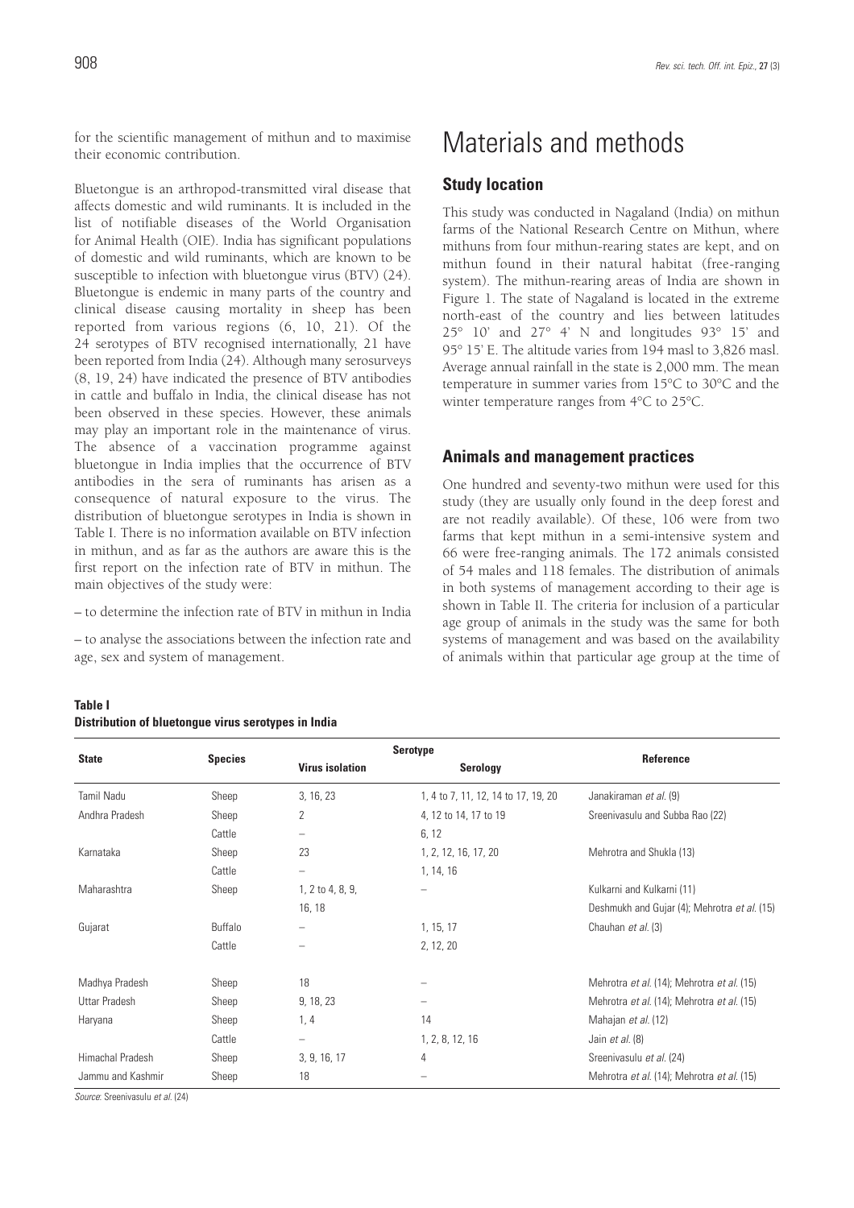for the scientific management of mithun and to maximise their economic contribution.

Bluetongue is an arthropod-transmitted viral disease that affects domestic and wild ruminants. It is included in the list of notifiable diseases of the World Organisation for Animal Health (OIE). India has significant populations of domestic and wild ruminants, which are known to be susceptible to infection with bluetongue virus (BTV) (24). Bluetongue is endemic in many parts of the country and clinical disease causing mortality in sheep has been reported from various regions (6, 10, 21). Of the 24 serotypes of BTV recognised internationally, 21 have been reported from India (24). Although many serosurveys (8, 19, 24) have indicated the presence of BTV antibodies in cattle and buffalo in India, the clinical disease has not been observed in these species. However, these animals may play an important role in the maintenance of virus. The absence of a vaccination programme against bluetongue in India implies that the occurrence of BTV antibodies in the sera of ruminants has arisen as a consequence of natural exposure to the virus. The distribution of bluetongue serotypes in India is shown in Table I. There is no information available on BTV infection in mithun, and as far as the authors are aware this is the first report on the infection rate of BTV in mithun. The main objectives of the study were:

– to determine the infection rate of BTV in mithun in India

– to analyse the associations between the infection rate and age, sex and system of management.

# Materials and methods

## Study location

This study was conducted in Nagaland (India) on mithun farms of the National Research Centre on Mithun, where mithuns from four mithun-rearing states are kept, and on mithun found in their natural habitat (free-ranging system). The mithun-rearing areas of India are shown in Figure 1. The state of Nagaland is located in the extreme north-east of the country and lies between latitudes 25° 10' and 27° 4' N and longitudes 93° 15' and 95° 15' E. The altitude varies from 194 masl to 3,826 masl. Average annual rainfall in the state is 2,000 mm. The mean temperature in summer varies from 15°C to 30°C and the winter temperature ranges from 4°C to 25°C.

## Animals and management practices

One hundred and seventy-two mithun were used for this study (they are usually only found in the deep forest and are not readily available). Of these, 106 were from two farms that kept mithun in a semi-intensive system and 66 were free-ranging animals. The 172 animals consisted of 54 males and 118 females. The distribution of animals in both systems of management according to their age is shown in Table II. The criteria for inclusion of a particular age group of animals in the study was the same for both systems of management and was based on the availability of animals within that particular age group at the time of

**Table I**
**Distribution of bluetongue virus serotypes in India**

| State | Species | Serotype | | Reference |
|---|---|---|---|---|
| | | Virus isolation | Serology | |
| Tamil Nadu | Sheep | 3, 16, 23 | 1, 4 to 7, 11, 12, 14 to 17, 19, 20 | Janakiraman *et al.* (9) |
| Andhra Pradesh | Sheep | 2 | 4, 12 to 14, 17 to 19 | Sreenivasulu and Subba Rao (22) |
| | Cattle | – | 6, 12 | |
| Karnataka | Sheep | 23 | 1, 2, 12, 16, 17, 20 | Mehrotra and Shukla (13) |
| | Cattle | – | 1, 14, 16 | |
| Maharashtra | Sheep | 1, 2 to 4, 8, 9, 16, 18 | – | Kulkarni and Kulkarni (11); Deshmukh and Gujar (4); Mehrotra *et al.* (15) |
| Gujarat | Buffalo | – | 1, 15, 17 | Chauhan *et al.* (3) |
| | Cattle | – | 2, 12, 20 | |
| Madhya Pradesh | Sheep | 18 | – | Mehrotra *et al.* (14); Mehrotra *et al.* (15) |
| Uttar Pradesh | Sheep | 9, 18, 23 | – | Mehrotra *et al.* (14); Mehrotra *et al.* (15) |
| Haryana | Sheep | 1, 4 | 14 | Mahajan *et al.* (12) |
| | Cattle | – | 1, 2, 8, 12, 16 | Jain *et al.* (8) |
| Himachal Pradesh | Sheep | 3, 9, 16, 17 | 4 | Sreenivasulu *et al.* (24) |
| Jammu and Kashmir | Sheep | 18 | – | Mehrotra *et al.* (14); Mehrotra *et al.* (15) |

*Source*: Sreenivasulu *et al.* (24)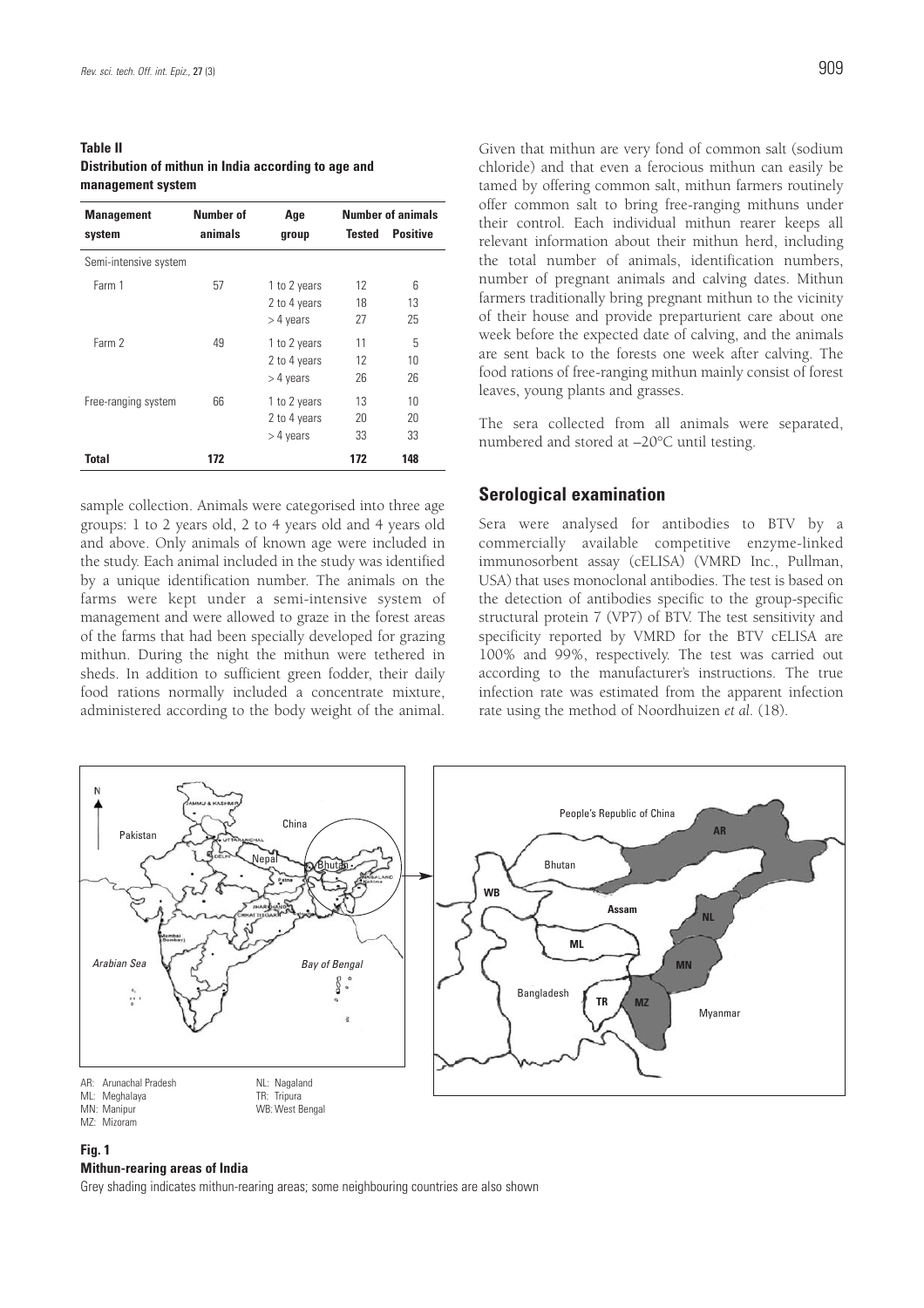**Table II**
**Distribution of mithun in India according to age and management system**

| Management system | Number of animals | Age group | Number of animals | |
|---|---|---|---|---|
| | | | Tested | Positive |
| Semi-intensive system | | | | |
| Farm 1 | 57 | 1 to 2 years | 12 | 6 |
| | | 2 to 4 years | 18 | 13 |
| | | > 4 years | 27 | 25 |
| Farm 2 | 49 | 1 to 2 years | 11 | 5 |
| | | 2 to 4 years | 12 | 10 |
| | | > 4 years | 26 | 26 |
| Free-ranging system | 66 | 1 to 2 years | 13 | 10 |
| | | 2 to 4 years | 20 | 20 |
| | | > 4 years | 33 | 33 |
| **Total** | **172** | | **172** | **148** |

sample collection. Animals were categorised into three age groups: 1 to 2 years old, 2 to 4 years old and 4 years old and above. Only animals of known age were included in the study. Each animal included in the study was identified by a unique identification number. The animals on the farms were kept under a semi-intensive system of management and were allowed to graze in the forest areas of the farms that had been specially developed for grazing mithun. During the night the mithun were tethered in sheds. In addition to sufficient green fodder, their daily food rations normally included a concentrate mixture, administered according to the body weight of the animal.

Given that mithun are very fond of common salt (sodium chloride) and that even a ferocious mithun can easily be tamed by offering common salt, mithun farmers routinely offer common salt to bring free-ranging mithuns under their control. Each individual mithun rearer keeps all relevant information about their mithun herd, including the total number of animals, identification numbers, number of pregnant animals and calving dates. Mithun farmers traditionally bring pregnant mithun to the vicinity of their house and provide preparturient care about one week before the expected date of calving, and the animals are sent back to the forests one week after calving. The food rations of free-ranging mithun mainly consist of forest leaves, young plants and grasses.

The sera collected from all animals were separated, numbered and stored at –20°C until testing.

## Serological examination

Sera were analysed for antibodies to BTV by a commercially available competitive enzyme-linked immunosorbent assay (cELISA) (VMRD Inc., Pullman, USA) that uses monoclonal antibodies. The test is based on the detection of antibodies specific to the group-specific structural protein 7 (VP7) of BTV. The test sensitivity and specificity reported by VMRD for the BTV cELISA are 100% and 99%, respectively. The test was carried out according to the manufacturer's instructions. The true infection rate was estimated from the apparent infection rate using the method of Noordhuizen *et al.* (18).

AR: Arunachal Pradesh
ML: Meghalaya
MN: Manipur
MZ: Mizoram
NL: Nagaland
TR: Tripura
WB: West Bengal

**Fig. 1**
**Mithun-rearing areas of India**
Grey shading indicates mithun-rearing areas; some neighbouring countries are also shown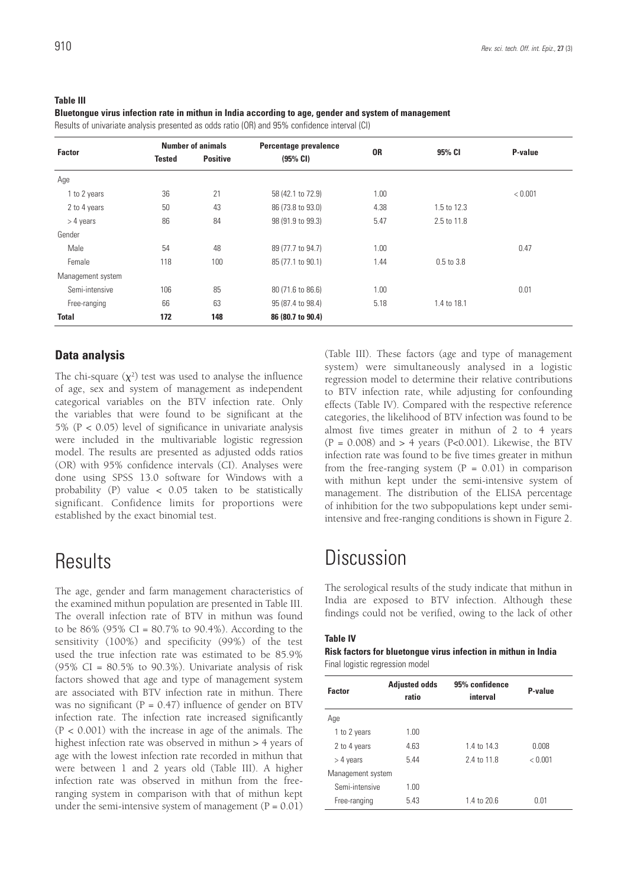**Table III**

**Bluetongue virus infection rate in mithun in India according to age, gender and system of management**

Results of univariate analysis presented as odds ratio (OR) and 95% confidence interval (CI)

| Factor | Number of animals | | Percentage prevalence | OR | 95% CI | P-value |
|---|---|---|---|---|---|---|
| | Tested | Positive | (95% CI) | | | |
| Age | | | | | | |
| 1 to 2 years | 36 | 21 | 58 (42.1 to 72.9) | 1.00 | | < 0.001 |
| 2 to 4 years | 50 | 43 | 86 (73.8 to 93.0) | 4.38 | 1.5 to 12.3 | |
| > 4 years | 86 | 84 | 98 (91.9 to 99.3) | 5.47 | 2.5 to 11.8 | |
| Gender | | | | | | |
| Male | 54 | 48 | 89 (77.7 to 94.7) | 1.00 | | 0.47 |
| Female | 118 | 100 | 85 (77.1 to 90.1) | 1.44 | 0.5 to 3.8 | |
| Management system | | | | | | |
| Semi-intensive | 106 | 85 | 80 (71.6 to 86.6) | 1.00 | | 0.01 |
| Free-ranging | 66 | 63 | 95 (87.4 to 98.4) | 5.18 | 1.4 to 18.1 | |
| **Total** | **172** | **148** | **86 (80.7 to 90.4)** | | | |

### Data analysis

The chi-square ($\chi^2$) test was used to analyse the influence of age, sex and system of management as independent categorical variables on the BTV infection rate. Only the variables that were found to be significant at the 5% ($P < 0.05$) level of significance in univariate analysis were included in the multivariable logistic regression model. The results are presented as adjusted odds ratios (OR) with 95% confidence intervals (CI). Analyses were done using SPSS 13.0 software for Windows with a probability (P) value $< 0.05$ taken to be statistically significant. Confidence limits for proportions were established by the exact binomial test.

# Results

The age, gender and farm management characteristics of the examined mithun population are presented in Table III. The overall infection rate of BTV in mithun was found to be 86% (95% CI = 80.7% to 90.4%). According to the sensitivity (100%) and specificity (99%) of the test used the true infection rate was estimated to be 85.9% (95% CI = 80.5% to 90.3%). Univariate analysis of risk factors showed that age and type of management system are associated with BTV infection rate in mithun. There was no significant ($P = 0.47$) influence of gender on BTV infection rate. The infection rate increased significantly ($P < 0.001$) with the increase in age of the animals. The highest infection rate was observed in mithun > 4 years of age with the lowest infection rate recorded in mithun that were between 1 and 2 years old (Table III). A higher infection rate was observed in mithun from the free-ranging system in comparison with that of mithun kept under the semi-intensive system of management ($P = 0.01$) (Table III). These factors (age and type of management system) were simultaneously analysed in a logistic regression model to determine their relative contributions to BTV infection rate, while adjusting for confounding effects (Table IV). Compared with the respective reference categories, the likelihood of BTV infection was found to be almost five times greater in mithun of 2 to 4 years ($P = 0.008$) and > 4 years ($P<0.001$). Likewise, the BTV infection rate was found to be five times greater in mithun from the free-ranging system ($P = 0.01$) in comparison with mithun kept under the semi-intensive system of management. The distribution of the ELISA percentage of inhibition for the two subpopulations kept under semi-intensive and free-ranging conditions is shown in Figure 2.

# Discussion

The serological results of the study indicate that mithun in India are exposed to BTV infection. Although these findings could not be verified, owing to the lack of other

**Table IV**

**Risk factors for bluetongue virus infection in mithun in India**

Final logistic regression model

| Factor | Adjusted odds ratio | 95% confidence interval | P-value |
|---|---|---|---|
| Age | | | |
| 1 to 2 years | 1.00 | | |
| 2 to 4 years | 4.63 | 1.4 to 14.3 | 0.008 |
| > 4 years | 5.44 | 2.4 to 11.8 | < 0.001 |
| Management system | | | |
| Semi-intensive | 1.00 | | |
| Free-ranging | 5.43 | 1.4 to 20.6 | 0.01 |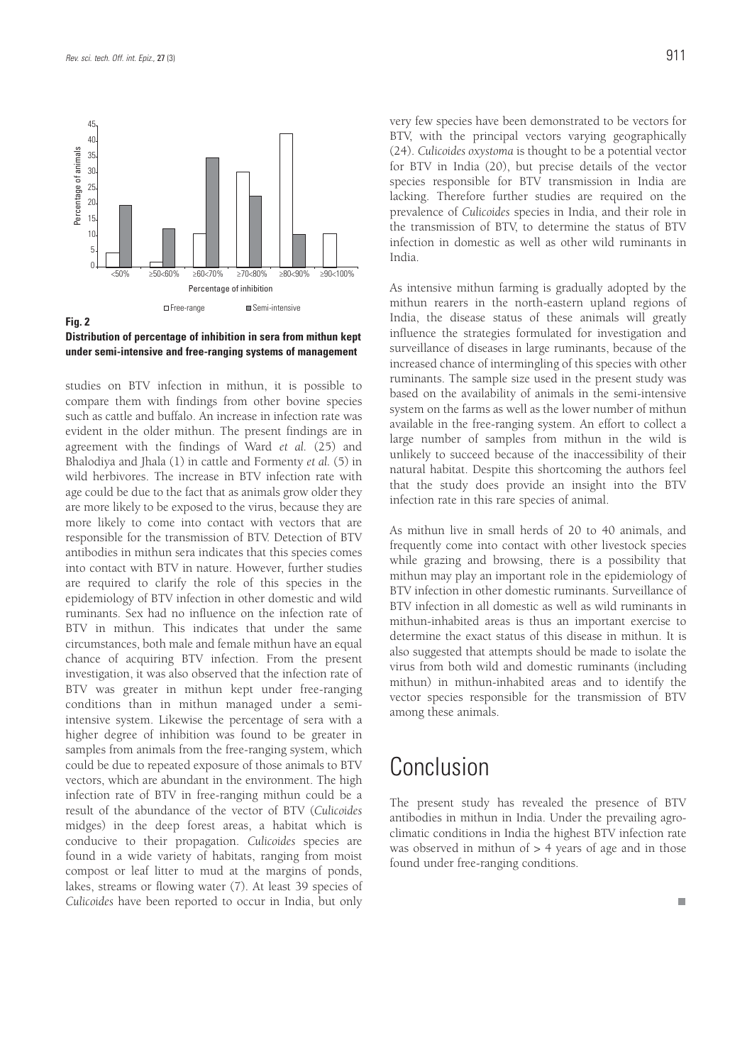**Fig. 2**
**Distribution of percentage of inhibition in sera from mithun kept under semi-intensive and free-ranging systems of management**

studies on BTV infection in mithun, it is possible to compare them with findings from other bovine species such as cattle and buffalo. An increase in infection rate was evident in the older mithun. The present findings are in agreement with the findings of Ward *et al.* (25) and Bhalodiya and Jhala (1) in cattle and Formenty *et al.* (5) in wild herbivores. The increase in BTV infection rate with age could be due to the fact that as animals grow older they are more likely to be exposed to the virus, because they are more likely to come into contact with vectors that are responsible for the transmission of BTV. Detection of BTV antibodies in mithun sera indicates that this species comes into contact with BTV in nature. However, further studies are required to clarify the role of this species in the epidemiology of BTV infection in other domestic and wild ruminants. Sex had no influence on the infection rate of BTV in mithun. This indicates that under the same circumstances, both male and female mithun have an equal chance of acquiring BTV infection. From the present investigation, it was also observed that the infection rate of BTV was greater in mithun kept under free-ranging conditions than in mithun managed under a semi-intensive system. Likewise the percentage of sera with a higher degree of inhibition was found to be greater in samples from animals from the free-ranging system, which could be due to repeated exposure of those animals to BTV vectors, which are abundant in the environment. The high infection rate of BTV in free-ranging mithun could be a result of the abundance of the vector of BTV (*Culicoides* midges) in the deep forest areas, a habitat which is conducive to their propagation. *Culicoides* species are found in a wide variety of habitats, ranging from moist compost or leaf litter to mud at the margins of ponds, lakes, streams or flowing water (7). At least 39 species of *Culicoides* have been reported to occur in India, but only very few species have been demonstrated to be vectors for BTV, with the principal vectors varying geographically (24). *Culicoides oxystoma* is thought to be a potential vector for BTV in India (20), but precise details of the vector species responsible for BTV transmission in India are lacking. Therefore further studies are required on the prevalence of *Culicoides* species in India, and their role in the transmission of BTV, to determine the status of BTV infection in domestic as well as other wild ruminants in India.

As intensive mithun farming is gradually adopted by the mithun rearers in the north-eastern upland regions of India, the disease status of these animals will greatly influence the strategies formulated for investigation and surveillance of diseases in large ruminants, because of the increased chance of intermingling of this species with other ruminants. The sample size used in the present study was based on the availability of animals in the semi-intensive system on the farms as well as the lower number of mithun available in the free-ranging system. An effort to collect a large number of samples from mithun in the wild is unlikely to succeed because of the inaccessibility of their natural habitat. Despite this shortcoming the authors feel that the study does provide an insight into the BTV infection rate in this rare species of animal.

As mithun live in small herds of 20 to 40 animals, and frequently come into contact with other livestock species while grazing and browsing, there is a possibility that mithun may play an important role in the epidemiology of BTV infection in other domestic ruminants. Surveillance of BTV infection in all domestic as well as wild ruminants in mithun-inhabited areas is thus an important exercise to determine the exact status of this disease in mithun. It is also suggested that attempts should be made to isolate the virus from both wild and domestic ruminants (including mithun) in mithun-inhabited areas and to identify the vector species responsible for the transmission of BTV among these animals.

# Conclusion

The present study has revealed the presence of BTV antibodies in mithun in India. Under the prevailing agro-climatic conditions in India the highest BTV infection rate was observed in mithun of > 4 years of age and in those found under free-ranging conditions.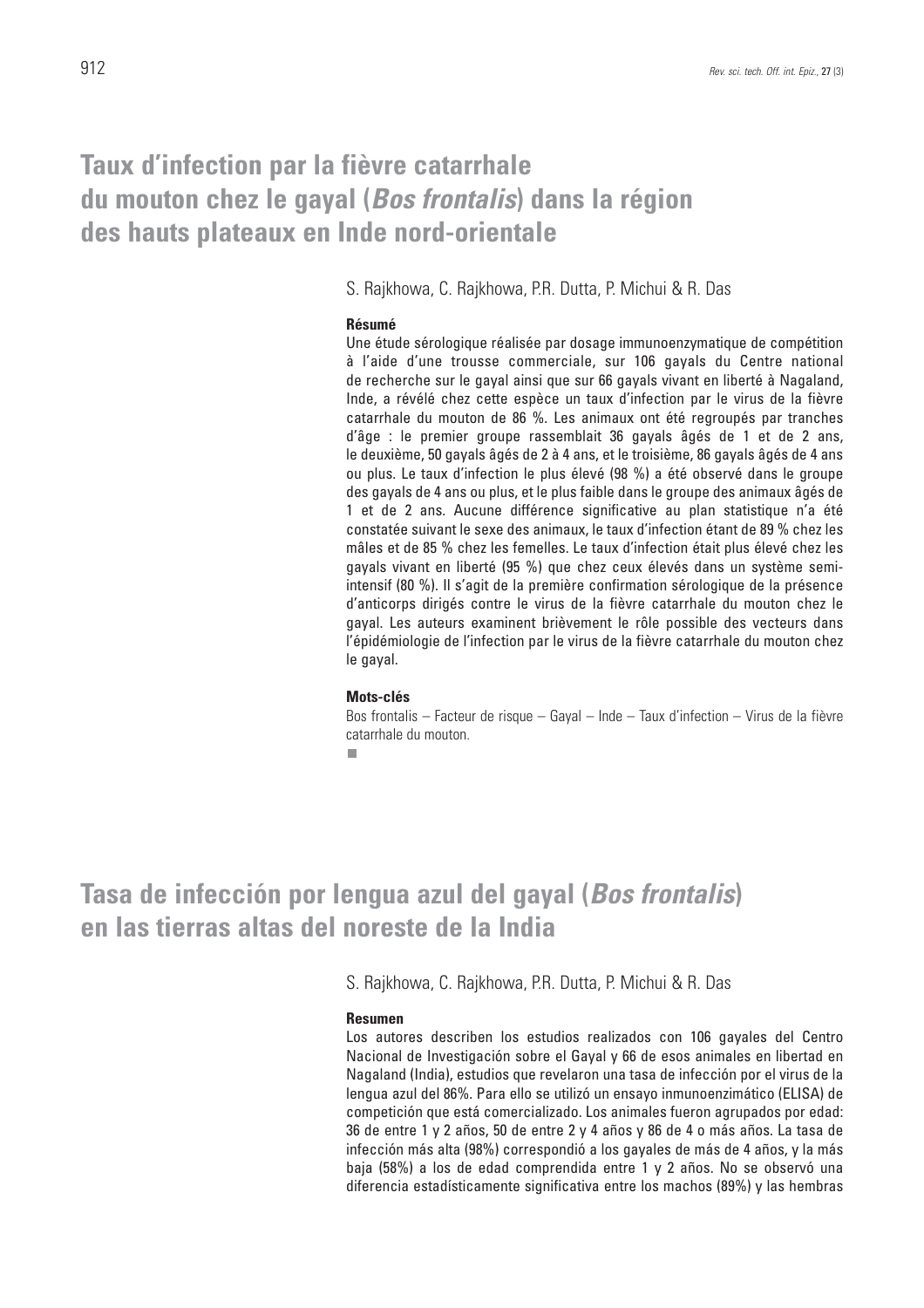# Taux d'infection par la fièvre catarrhale du mouton chez le gayal (*Bos frontalis*) dans la région des hauts plateaux en Inde nord-orientale

S. Rajkhowa, C. Rajkhowa, P.R. Dutta, P. Michui & R. Das

### Résumé

Une étude sérologique réalisée par dosage immunoenzymatique de compétition à l'aide d'une trousse commerciale, sur 106 gayals du Centre national de recherche sur le gayal ainsi que sur 66 gayals vivant en liberté à Nagaland, Inde, a révélé chez cette espèce un taux d'infection par le virus de la fièvre catarrhale du mouton de 86 %. Les animaux ont été regroupés par tranches d'âge : le premier groupe rassemblait 36 gayals âgés de 1 et de 2 ans, le deuxième, 50 gayals âgés de 2 à 4 ans, et le troisième, 86 gayals âgés de 4 ans ou plus. Le taux d'infection le plus élevé (98 %) a été observé dans le groupe des gayals de 4 ans ou plus, et le plus faible dans le groupe des animaux âgés de 1 et de 2 ans. Aucune différence significative au plan statistique n'a été constatée suivant le sexe des animaux, le taux d'infection étant de 89 % chez les mâles et de 85 % chez les femelles. Le taux d'infection était plus élevé chez les gayals vivant en liberté (95 %) que chez ceux élevés dans un système semi-intensif (80 %). Il s'agit de la première confirmation sérologique de la présence d'anticorps dirigés contre le virus de la fièvre catarrhale du mouton chez le gayal. Les auteurs examinent brièvement le rôle possible des vecteurs dans l'épidémiologie de l'infection par le virus de la fièvre catarrhale du mouton chez le gayal.

### Mots-clés

Bos frontalis – Facteur de risque – Gayal – Inde – Taux d'infection – Virus de la fièvre catarrhale du mouton.

# Tasa de infección por lengua azul del gayal (*Bos frontalis*) en las tierras altas del noreste de la India

S. Rajkhowa, C. Rajkhowa, P.R. Dutta, P. Michui & R. Das

### Resumen

Los autores describen los estudios realizados con 106 gayales del Centro Nacional de Investigación sobre el Gayal y 66 de esos animales en libertad en Nagaland (India), estudios que revelaron una tasa de infección por el virus de la lengua azul del 86%. Para ello se utilizó un ensayo inmunoenzimático (ELISA) de competición que está comercializado. Los animales fueron agrupados por edad: 36 de entre 1 y 2 años, 50 de entre 2 y 4 años y 86 de 4 o más años. La tasa de infección más alta (98%) correspondió a los gayales de más de 4 años, y la más baja (58%) a los de edad comprendida entre 1 y 2 años. No se observó una diferencia estadísticamente significativa entre los machos (89%) y las hembras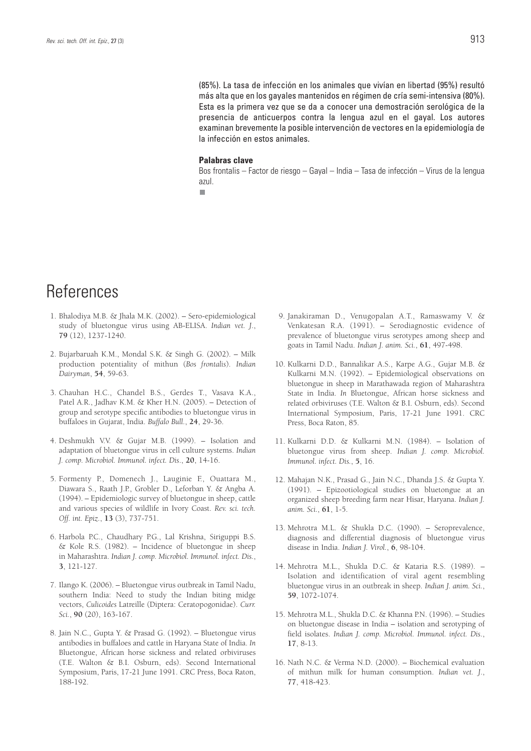(85%). La tasa de infección en los animales que vivían en libertad (95%) resultó más alta que en los gayales mantenidos en régimen de cría semi-intensiva (80%). Esta es la primera vez que se da a conocer una demostración serológica de la presencia de anticuerpos contra la lengua azul en el gayal. Los autores examinan brevemente la posible intervención de vectores en la epidemiología de la infección en estos animales.

**Palabras clave**

Bos frontalis – Factor de riesgo – Gayal – India – Tasa de infección – Virus de la lengua azul.

# References

1. Bhalodiya M.B. & Jhala M.K. (2002). – Sero-epidemiological study of bluetongue virus using AB-ELISA. *Indian vet. J.*, **79** (12), 1237-1240.

2. Bujarbaruah K.M., Mondal S.K. & Singh G. (2002). – Milk production potentiality of mithun (*Bos frontalis*). *Indian Dairyman*, **54**, 59-63.

3. Chauhan H.C., Chandel B.S., Gerdes T., Vasava K.A., Patel A.R., Jadhav K.M. & Kher H.N. (2005). – Detection of group and serotype specific antibodies to bluetongue virus in buffaloes in Gujarat, India. *Buffalo Bull.*, **24**, 29-36.

4. Deshmukh V.V. & Gujar M.B. (1999). – Isolation and adaptation of bluetongue virus in cell culture systems. *Indian J. comp. Microbiol. Immunol. infect. Dis.*, **20**, 14-16.

5. Formenty P., Domenech J., Lauginie F., Ouattara M., Diawara S., Raath J.P., Grobler D., Leforban Y. & Angba A. (1994). – Epidemiologic survey of bluetongue in sheep, cattle and various species of wildlife in Ivory Coast. *Rev. sci. tech. Off. int. Epiz.*, **13** (3), 737-751.

6. Harbola P.C., Chaudhary P.G., Lal Krishna, Siriguppi B.S. & Kole R.S. (1982). – Incidence of bluetongue in sheep in Maharashtra. *Indian J. comp. Microbiol. Immunol. infect. Dis.*, **3**, 121-127.

7. Ilango K. (2006). – Bluetongue virus outbreak in Tamil Nadu, southern India: Need to study the Indian biting midge vectors, *Culicoides* Latreille (Diptera: Ceratopogonidae). *Curr. Sci.*, **90** (20), 163-167.

8. Jain N.C., Gupta Y. & Prasad G. (1992). – Bluetongue virus antibodies in buffaloes and cattle in Haryana State of India. *In* Bluetongue, African horse sickness and related orbiviruses (T.E. Walton & B.I. Osburn, eds). Second International Symposium, Paris, 17-21 June 1991. CRC Press, Boca Raton, 188-192.

9. Janakiraman D., Venugopalan A.T., Ramaswamy V. & Venkatesan R.A. (1991). – Serodiagnostic evidence of prevalence of bluetongue virus serotypes among sheep and goats in Tamil Nadu. *Indian J. anim. Sci.*, **61**, 497-498.

10. Kulkarni D.D., Bannalikar A.S., Karpe A.G., Gujar M.B. & Kulkarni M.N. (1992). – Epidemiological observations on bluetongue in sheep in Marathawada region of Maharashtra State in India. *In* Bluetongue, African horse sickness and related orbiviruses (T.E. Walton & B.I. Osburn, eds). Second International Symposium, Paris, 17-21 June 1991. CRC Press, Boca Raton, 85.

11. Kulkarni D.D. & Kulkarni M.N. (1984). – Isolation of bluetongue virus from sheep. *Indian J. comp. Microbiol. Immunol. infect. Dis.*, **5**, 16.

12. Mahajan N.K., Prasad G., Jain N.C., Dhanda J.S. & Gupta Y. (1991). – Epizootiological studies on bluetongue at an organized sheep breeding farm near Hisar, Haryana. *Indian J. anim. Sci.*, **61**, 1-5.

13. Mehrotra M.L. & Shukla D.C. (1990). – Seroprevalence, diagnosis and differential diagnosis of bluetongue virus disease in India. *Indian J. Virol.*, **6**, 98-104.

14. Mehrotra M.L., Shukla D.C. & Kataria R.S. (1989). – Isolation and identification of viral agent resembling bluetongue virus in an outbreak in sheep. *Indian J. anim. Sci.*, **59**, 1072-1074.

15. Mehrotra M.L., Shukla D.C. & Khanna P.N. (1996). – Studies on bluetongue disease in India – isolation and serotyping of field isolates. *Indian J. comp. Microbiol. Immunol. infect. Dis.*, **17**, 8-13.

16. Nath N.C. & Verma N.D. (2000). – Biochemical evaluation of mithun milk for human consumption. *Indian vet. J.*, **77**, 418-423.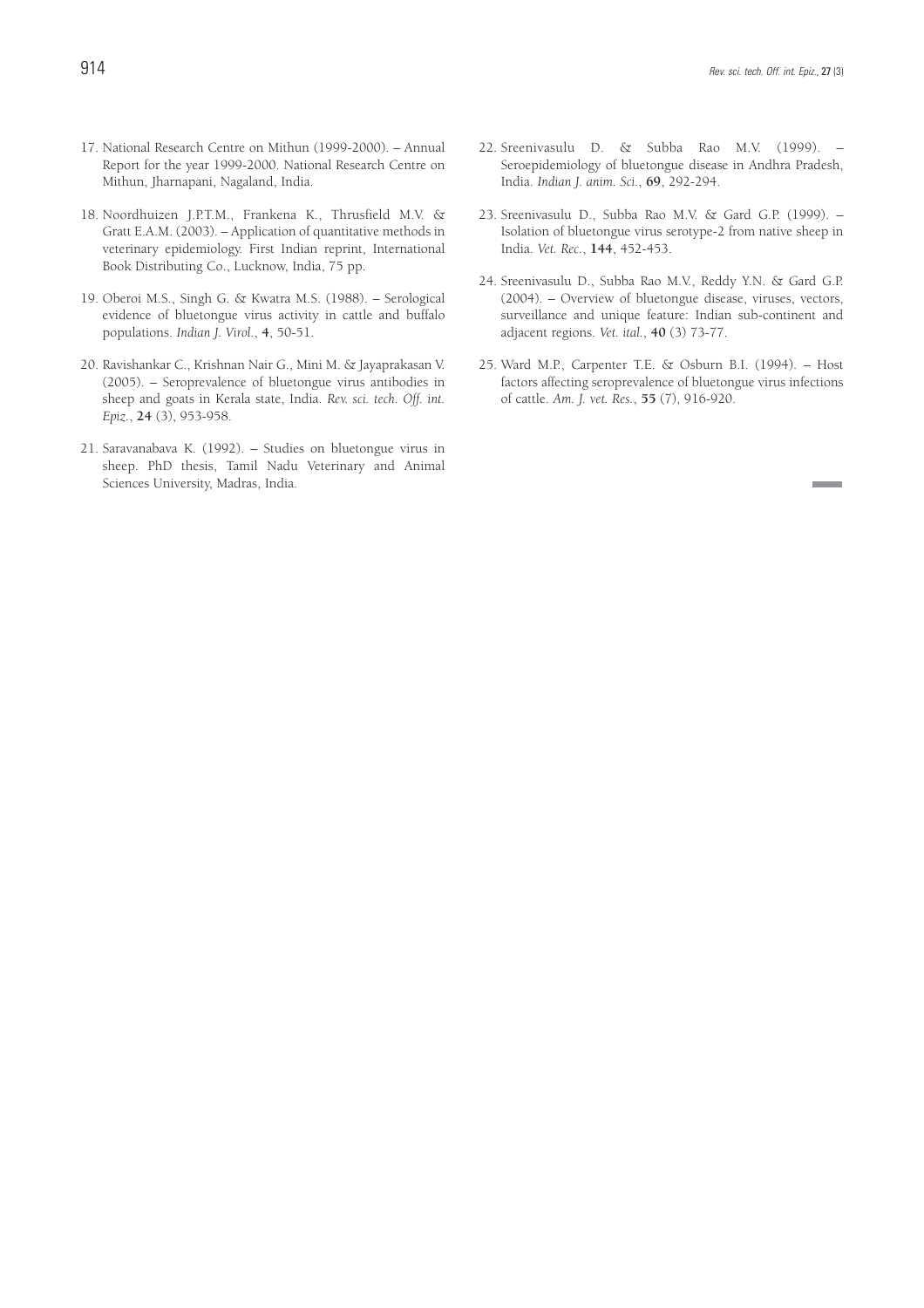17. National Research Centre on Mithun (1999-2000). – Annual Report for the year 1999-2000. National Research Centre on Mithun, Jharnapani, Nagaland, India.

18. Noordhuizen J.P.T.M., Frankena K., Thrusfield M.V. & Gratt E.A.M. (2003). – Application of quantitative methods in veterinary epidemiology. First Indian reprint, International Book Distributing Co., Lucknow, India, 75 pp.

19. Oberoi M.S., Singh G. & Kwatra M.S. (1988). – Serological evidence of bluetongue virus activity in cattle and buffalo populations. *Indian J. Virol.*, **4**, 50-51.

20. Ravishankar C., Krishnan Nair G., Mini M. & Jayaprakasan V. (2005). – Seroprevalence of bluetongue virus antibodies in sheep and goats in Kerala state, India. *Rev. sci. tech. Off. int. Epiz.*, **24** (3), 953-958.

21. Saravanabava K. (1992). – Studies on bluetongue virus in sheep. PhD thesis, Tamil Nadu Veterinary and Animal Sciences University, Madras, India.

22. Sreenivasulu D. & Subba Rao M.V. (1999). – Seroepidemiology of bluetongue disease in Andhra Pradesh, India. *Indian J. anim. Sci.*, **69**, 292-294.

23. Sreenivasulu D., Subba Rao M.V. & Gard G.P. (1999). – Isolation of bluetongue virus serotype-2 from native sheep in India. *Vet. Rec.*, **144**, 452-453.

24. Sreenivasulu D., Subba Rao M.V., Reddy Y.N. & Gard G.P. (2004). – Overview of bluetongue disease, viruses, vectors, surveillance and unique feature: Indian sub-continent and adjacent regions. *Vet. ital.*, **40** (3) 73-77.

25. Ward M.P., Carpenter T.E. & Osburn B.I. (1994). – Host factors affecting seroprevalence of bluetongue virus infections of cattle. *Am. J. vet. Res.*, **55** (7), 916-920.